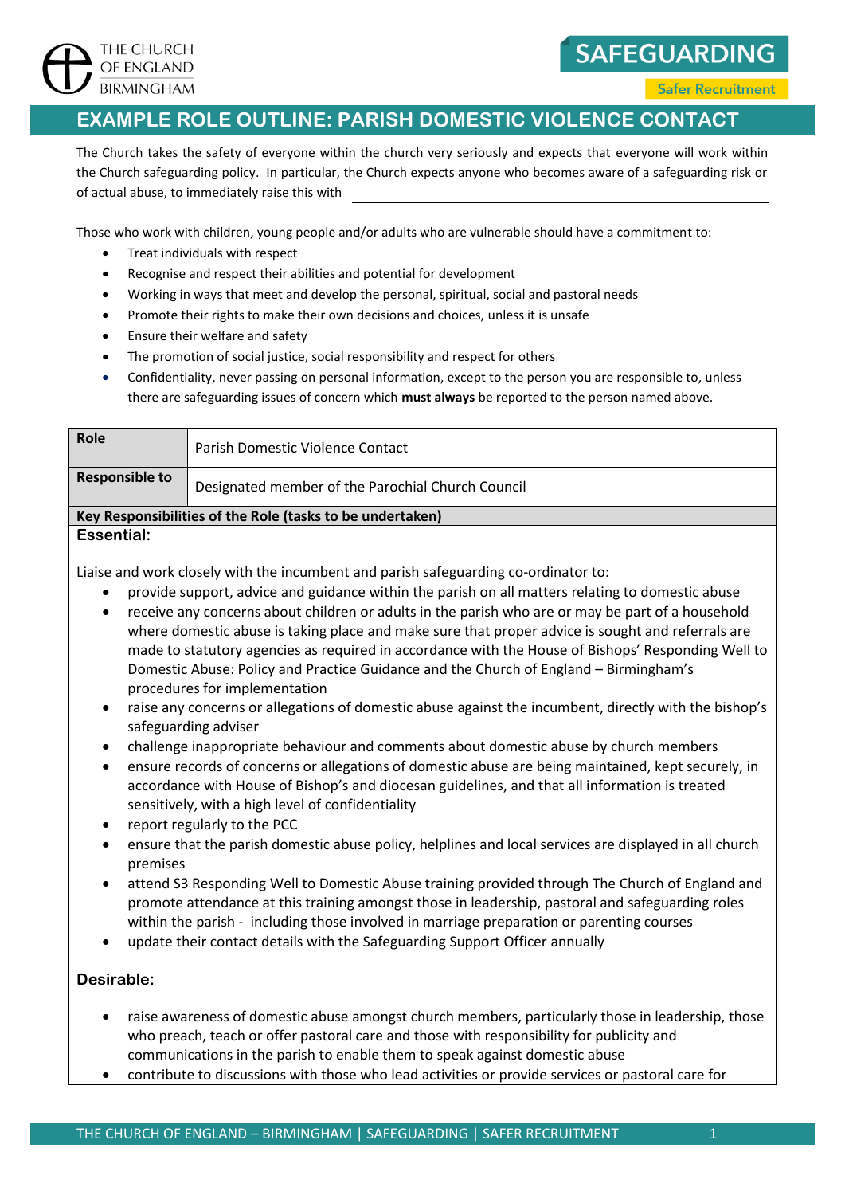THE CHURCH OF ENGLAND BIRMINGHAM

**SAFEGUARDING**

Safer Recruitment

# EXAMPLE ROLE OUTLINE: PARISH DOMESTIC VIOLENCE CONTACT

The Church takes the safety of everyone within the church very seriously and expects that everyone will work within the Church safeguarding policy. In particular, the Church expects anyone who becomes aware of a safeguarding risk or of actual abuse, to immediately raise this with ______________________________

Those who work with children, young people and/or adults who are vulnerable should have a commitment to:

- Treat individuals with respect
- Recognise and respect their abilities and potential for development
- Working in ways that meet and develop the personal, spiritual, social and pastoral needs
- Promote their rights to make their own decisions and choices, unless it is unsafe
- Ensure their welfare and safety
- The promotion of social justice, social responsibility and respect for others
- Confidentiality, never passing on personal information, except to the person you are responsible to, unless there are safeguarding issues of concern which **must always** be reported to the person named above.

| **Role** | Parish Domestic Violence Contact |
|---|---|
| **Responsible to** | Designated member of the Parochial Church Council |

**Key Responsibilities of the Role (tasks to be undertaken)**

**Essential:**

Liaise and work closely with the incumbent and parish safeguarding co-ordinator to:

- provide support, advice and guidance within the parish on all matters relating to domestic abuse
- receive any concerns about children or adults in the parish who are or may be part of a household where domestic abuse is taking place and make sure that proper advice is sought and referrals are made to statutory agencies as required in accordance with the House of Bishops' Responding Well to Domestic Abuse: Policy and Practice Guidance and the Church of England – Birmingham's procedures for implementation
- raise any concerns or allegations of domestic abuse against the incumbent, directly with the bishop's safeguarding adviser
- challenge inappropriate behaviour and comments about domestic abuse by church members
- ensure records of concerns or allegations of domestic abuse are being maintained, kept securely, in accordance with House of Bishop's and diocesan guidelines, and that all information is treated sensitively, with a high level of confidentiality
- report regularly to the PCC
- ensure that the parish domestic abuse policy, helplines and local services are displayed in all church premises
- attend S3 Responding Well to Domestic Abuse training provided through The Church of England and promote attendance at this training amongst those in leadership, pastoral and safeguarding roles within the parish - including those involved in marriage preparation or parenting courses
- update their contact details with the Safeguarding Support Officer annually

**Desirable:**

- raise awareness of domestic abuse amongst church members, particularly those in leadership, those who preach, teach or offer pastoral care and those with responsibility for publicity and communications in the parish to enable them to speak against domestic abuse
- contribute to discussions with those who lead activities or provide services or pastoral care for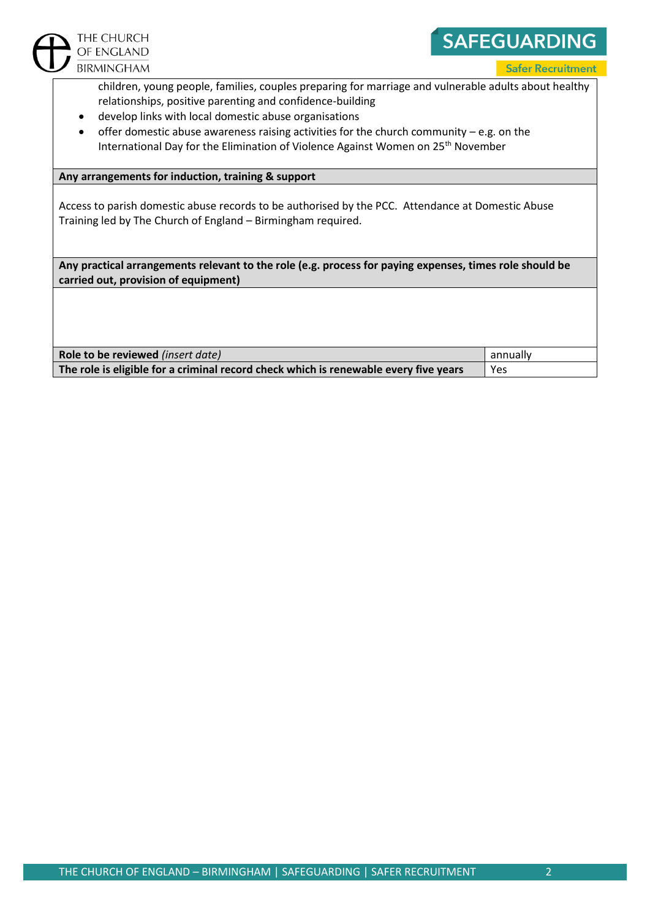children, young people, families, couples preparing for marriage and vulnerable adults about healthy relationships, positive parenting and confidence-building

- develop links with local domestic abuse organisations
- offer domestic abuse awareness raising activities for the church community – e.g. on the International Day for the Elimination of Violence Against Women on 25th November

**Any arrangements for induction, training & support**

Access to parish domestic abuse records to be authorised by the PCC. Attendance at Domestic Abuse Training led by The Church of England – Birmingham required.

**Any practical arrangements relevant to the role (e.g. process for paying expenses, times role should be carried out, provision of equipment)**

| | |
|---|---|
| **Role to be reviewed** *(insert date)* | annually |
| **The role is eligible for a criminal record check which is renewable every five years** | Yes |